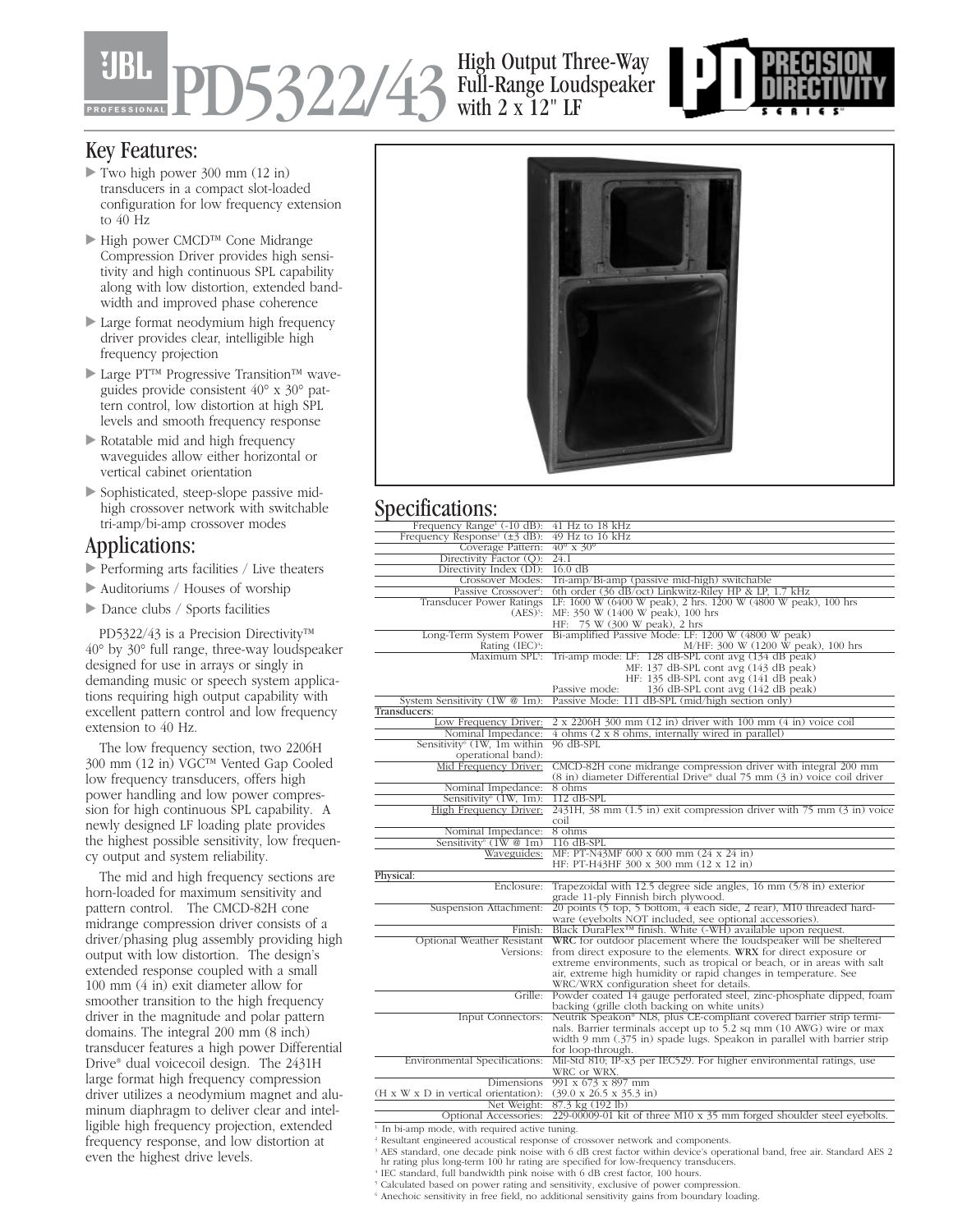# JBL PROFESSIONAL PD5322/43

High Output Three-Way Full-Range Loudspeaker with 2 x 12" LF

PD PRECISION DIRECTIVITY SERIES

## Key Features:

- Two high power 300 mm (12 in) transducers in a compact slot-loaded configuration for low frequency extension to 40 Hz
- High power CMCD™ Cone Midrange Compression Driver provides high sensitivity and high continuous SPL capability along with low distortion, extended bandwidth and improved phase coherence
- Large format neodymium high frequency driver provides clear, intelligible high frequency projection
- Large PT™ Progressive Transition™ waveguides provide consistent 40° x 30° pattern control, low distortion at high SPL levels and smooth frequency response
- Rotatable mid and high frequency waveguides allow either horizontal or vertical cabinet orientation
- Sophisticated, steep-slope passive mid-high crossover network with switchable tri-amp/bi-amp crossover modes

## Applications:

- Performing arts facilities / Live theaters
- Auditoriums / Houses of worship
- Dance clubs / Sports facilities

PD5322/43 is a Precision Directivity™ 40° by 30° full range, three-way loudspeaker designed for use in arrays or singly in demanding music or speech system applications requiring high output capability with excellent pattern control and low frequency extension to 40 Hz.

The low frequency section, two 2206H 300 mm (12 in) VGC™ Vented Gap Cooled low frequency transducers, offers high power handling and low power compression for high continuous SPL capability. A newly designed LF loading plate provides the highest possible sensitivity, low frequency output and system reliability.

The mid and high frequency sections are horn-loaded for maximum sensitivity and pattern control. The CMCD-82H cone midrange compression driver consists of a driver/phasing plug assembly providing high output with low distortion. The design's extended response coupled with a small 100 mm (4 in) exit diameter allow for smoother transition to the high frequency driver in the magnitude and polar pattern domains. The integral 200 mm (8 inch) transducer features a high power Differential Drive® dual voicecoil design. The 2431H large format high frequency compression driver utilizes a neodymium magnet and aluminum diaphragm to deliver clear and intelligible high frequency projection, extended frequency response, and low distortion at even the highest drive levels.

## Specifications:

| | |
|---|---|
| Frequency Range[1] (-10 dB): | 41 Hz to 18 kHz |
| Frequency Response[1] (±3 dB): | 49 Hz to 16 kHz |
| Coverage Pattern: | 40° x 30° |
| Directivity Factor (Q): | 24.1 |
| Directivity Index (DI): | 16.0 dB |
| Crossover Modes: | Tri-amp/Bi-amp (passive mid-high) switchable |
| Passive Crossover[2]: | 6th order (36 dB/oct) Linkwitz-Riley HP & LP, 1.7 kHz |
| Transducer Power Ratings (AES)[3]: | LF: 1600 W (6400 W peak), 2 hrs. 1200 W (4800 W peak), 100 hrs<br>MF: 350 W (1400 W peak), 100 hrs<br>HF: 75 W (300 W peak), 2 hrs |
| Long-Term System Power Rating (IEC)[4]: | Bi-amplified Passive Mode: LF: 1200 W (4800 W peak)<br>M/HF: 300 W (1200 W peak), 100 hrs |
| Maximum SPL[5]: | Tri-amp mode: LF: 128 dB-SPL cont avg (134 dB peak)<br>MF: 137 dB-SPL cont avg (143 dB peak)<br>HF: 135 dB-SPL cont avg (141 dB peak)<br>Passive mode: 136 dB-SPL cont avg (142 dB peak) |
| System Sensitivity (1W @ 1m): | Passive Mode: 111 dB-SPL (mid/high section only) |
| **Transducers:** | |
| Low Frequency Driver: | 2 x 2206H 300 mm (12 in) driver with 100 mm (4 in) voice coil |
| Nominal Impedance: | 4 ohms (2 x 8 ohms, internally wired in parallel) |
| Sensitivity[6] (1W, 1m within operational band): | 96 dB-SPL |
| Mid Frequency Driver: | CMCD-82H cone midrange compression driver with integral 200 mm (8 in) diameter Differential Drive® dual 75 mm (3 in) voice coil driver |
| Nominal Impedance: | 8 ohms |
| Sensitivity[6] (1W, 1m): | 112 dB-SPL |
| High Frequency Driver: | 2431H, 38 mm (1.5 in) exit compression driver with 75 mm (3 in) voice coil |
| Nominal Impedance: | 8 ohms |
| Sensitivity[6] (1W @ 1m) | 116 dB-SPL |
| Waveguides: | MF: PT-N43MF 600 x 600 mm (24 x 24 in)<br>HF: PT-H43HF 300 x 300 mm (12 x 12 in) |
| **Physical:** | |
| Enclosure: | Trapezoidal with 12.5 degree side angles, 16 mm (5/8 in) exterior grade 11-ply Finnish birch plywood. |
| Suspension Attachment: | 20 points (5 top, 5 bottom, 4 each side, 2 rear), M10 threaded hardware (eyebolts NOT included, see optional accessories). |
| Finish: | Black DuraFlex™ finish. White (-WH) available upon request. |
| Optional Weather Resistant Versions: | **WRC** for outdoor placement where the loudspeaker will be sheltered from direct exposure to the elements. **WRX** for direct exposure or extreme environments, such as tropical or beach, or in areas with salt air, extreme high humidity or rapid changes in temperature. See WRC/WRX configuration sheet for details. |
| Grille: | Powder coated 14 gauge perforated steel, zinc-phosphate dipped, foam backing (grille cloth backing on white units) |
| Input Connectors: | Neutrik Speakon® NL8, plus CE-compliant covered barrier strip terminals. Barrier terminals accept up to 5.2 sq mm (10 AWG) wire or max width 9 mm (.375 in) spade lugs. Speakon in parallel with barrier strip for loop-through. |
| Environmental Specifications: | Mil-Std 810; IP-x3 per IEC529. For higher environmental ratings, use WRC or WRX. |
| Dimensions (H x W x D in vertical orientation): | 991 x 673 x 897 mm<br>(39.0 x 26.5 x 35.3 in) |
| Net Weight: | 87.3 kg (192 lb) |
| Optional Accessories: | 229-00009-01 kit of three M10 x 35 mm forged shoulder steel eyebolts. |

[1] In bi-amp mode, with required active tuning.
[2] Resultant engineered acoustical response of crossover network and components.
[3] AES standard, one decade pink noise with 6 dB crest factor within device's operational band, free air. Standard AES 2 hr rating plus long-term 100 hr rating are specified for low-frequency transducers.
[4] IEC standard, full bandwidth pink noise with 6 dB crest factor, 100 hours.
[5] Calculated based on power rating and sensitivity, exclusive of power compression.
[6] Anechoic sensitivity in free field, no additional sensitivity gains from boundary loading.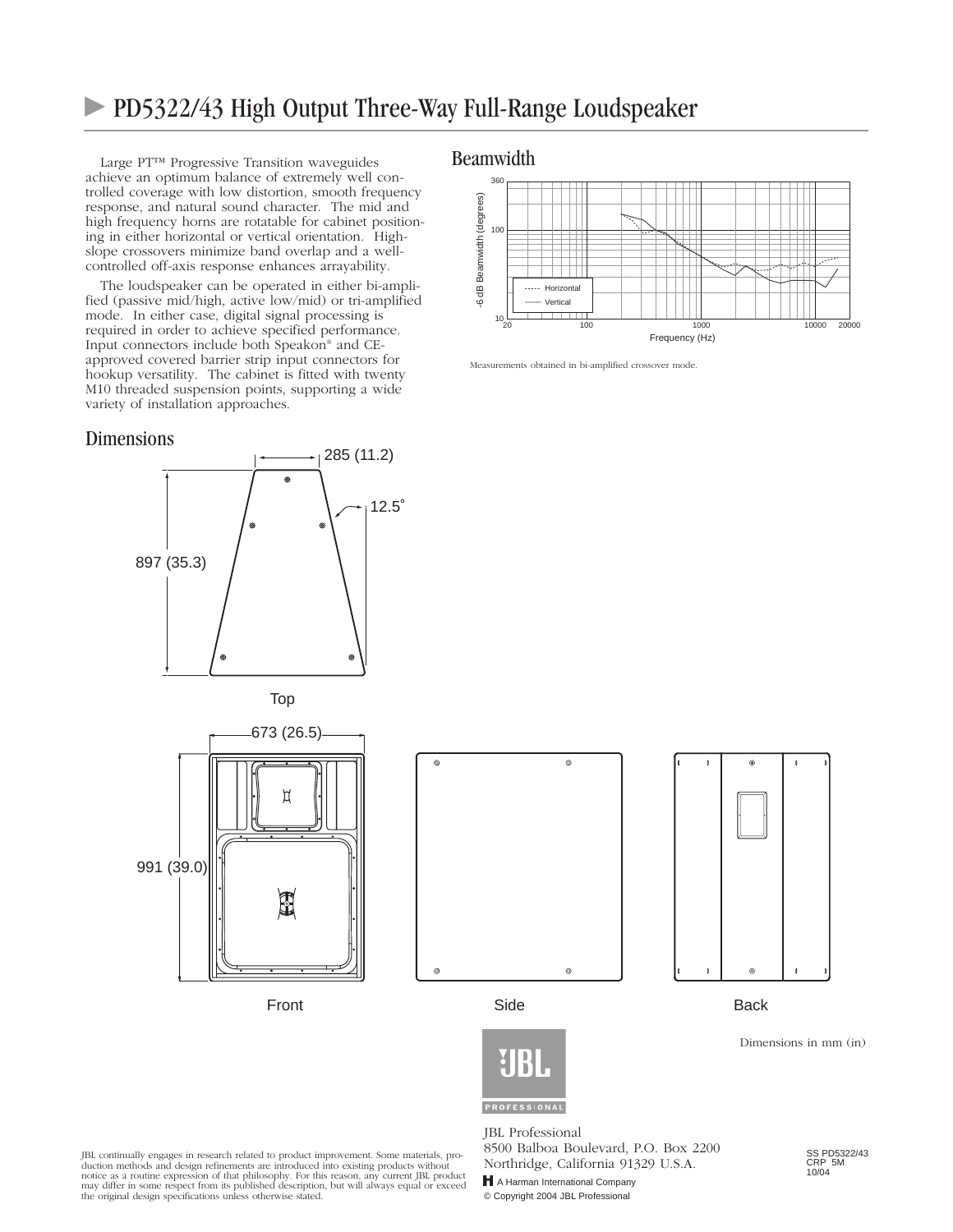# PD5322/43 High Output Three-Way Full-Range Loudspeaker

Large PT™ Progressive Transition waveguides achieve an optimum balance of extremely well controlled coverage with low distortion, smooth frequency response, and natural sound character. The mid and high frequency horns are rotatable for cabinet positioning in either horizontal or vertical orientation. High-slope crossovers minimize band overlap and a well-controlled off-axis response enhances arrayability.

The loudspeaker can be operated in either bi-amplified (passive mid/high, active low/mid) or tri-amplified mode. In either case, digital signal processing is required in order to achieve specified performance. Input connectors include both Speakon® and CE-approved covered barrier strip input connectors for hookup versatility. The cabinet is fitted with twenty M10 threaded suspension points, supporting a wide variety of installation approaches.

## Beamwidth

-6 dB Beamwidth (degrees)

360
100
10

20
100
1000
10000
20000

Frequency (Hz)

Horizontal
Vertical

Measurements obtained in bi-amplified crossover mode.

## Dimensions

285 (11.2)
12.5˚
897 (35.3)

Top

673 (26.5)
991 (39.0)

Front

Side

Back

Dimensions in mm (in)

JBL PROFESSIONAL

JBL Professional
8500 Balboa Boulevard, P.O. Box 2200
Northridge, California 91329 U.S.A.

A Harman International Company

© Copyright 2004 JBL Professional

SS PD5322/43
CRP 5M
10/04

JBL continually engages in research related to product improvement. Some materials, production methods and design refinements are introduced into existing products without notice as a routine expression of that philosophy. For this reason, any current JBL product may differ in some respect from its published description, but will always equal or exceed the original design specifications unless otherwise stated.